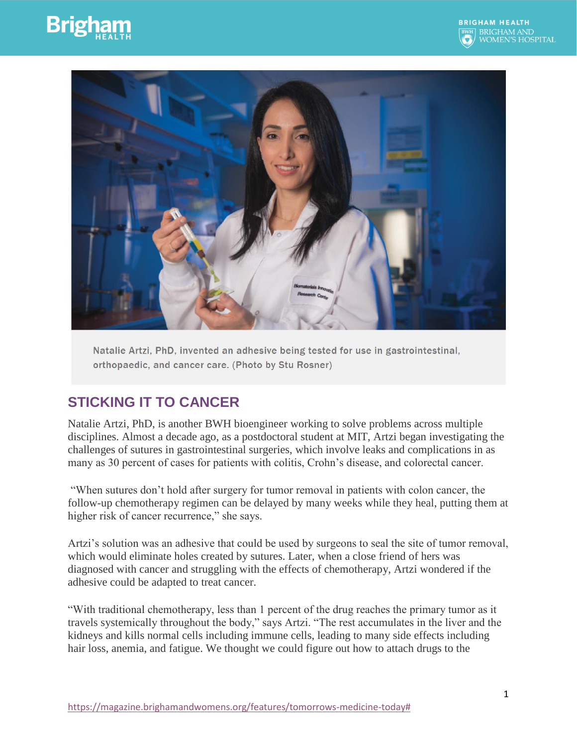Natalie Artzi, PhD, invented an adhesive being tested for use in gastrointestinal, orthopaedic, and cancer care. (Photo by Stu Rosner)

## STICKING IT TO CANCER

Natalie Artzi, PhD, is another BWH bioengineer working to solve problems across multiple disciplines. Almost a decade ago, as a postdoctoral student at MIT, Artzi began investigating the challenges of sutures in gastrointestinal surgeries, which involve leaks and complications in as many as 30 percent of cases for patients with colitis, Crohn's disease, and colorectal cancer.

"When sutures don't hold after surgery for tumor removal in patients with colon cancer, the follow-up chemotherapy regimen can be delayed by many weeks while they heal, putting them at higher risk of cancer recurrence," she says.

Artzi's solution was an adhesive that could be used by surgeons to seal the site of tumor removal, which would eliminate holes created by sutures. Later, when a close friend of hers was diagnosed with cancer and struggling with the effects of chemotherapy, Artzi wondered if the adhesive could be adapted to treat cancer.

"With traditional chemotherapy, less than 1 percent of the drug reaches the primary tumor as it travels systemically throughout the body," says Artzi. "The rest accumulates in the liver and the kidneys and kills normal cells including immune cells, leading to many side effects including hair loss, anemia, and fatigue. We thought we could figure out how to attach drugs to the

https://magazine.brighamandwomens.org/features/tomorrows-medicine-today#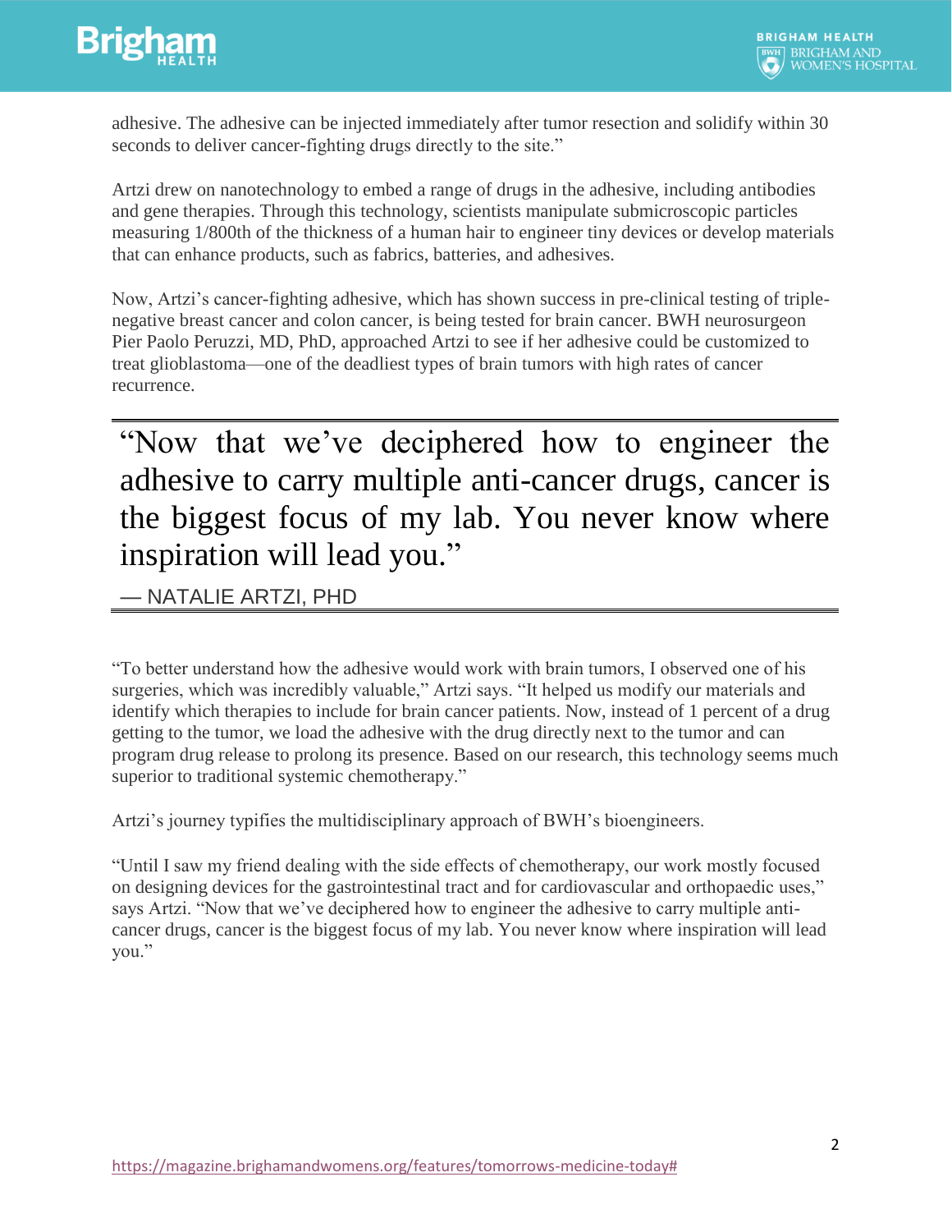adhesive. The adhesive can be injected immediately after tumor resection and solidify within 30 seconds to deliver cancer-fighting drugs directly to the site."

Artzi drew on nanotechnology to embed a range of drugs in the adhesive, including antibodies and gene therapies. Through this technology, scientists manipulate submicroscopic particles measuring 1/800th of the thickness of a human hair to engineer tiny devices or develop materials that can enhance products, such as fabrics, batteries, and adhesives.

Now, Artzi's cancer-fighting adhesive, which has shown success in pre-clinical testing of triple-negative breast cancer and colon cancer, is being tested for brain cancer. BWH neurosurgeon Pier Paolo Peruzzi, MD, PhD, approached Artzi to see if her adhesive could be customized to treat glioblastoma—one of the deadliest types of brain tumors with high rates of cancer recurrence.

> "Now that we've deciphered how to engineer the adhesive to carry multiple anti-cancer drugs, cancer is the biggest focus of my lab. You never know where inspiration will lead you."
>
> — NATALIE ARTZI, PHD

"To better understand how the adhesive would work with brain tumors, I observed one of his surgeries, which was incredibly valuable," Artzi says. "It helped us modify our materials and identify which therapies to include for brain cancer patients. Now, instead of 1 percent of a drug getting to the tumor, we load the adhesive with the drug directly next to the tumor and can program drug release to prolong its presence. Based on our research, this technology seems much superior to traditional systemic chemotherapy."

Artzi's journey typifies the multidisciplinary approach of BWH's bioengineers.

"Until I saw my friend dealing with the side effects of chemotherapy, our work mostly focused on designing devices for the gastrointestinal tract and for cardiovascular and orthopaedic uses," says Artzi. "Now that we've deciphered how to engineer the adhesive to carry multiple anti-cancer drugs, cancer is the biggest focus of my lab. You never know where inspiration will lead you."

https://magazine.brighamandwomens.org/features/tomorrows-medicine-today#